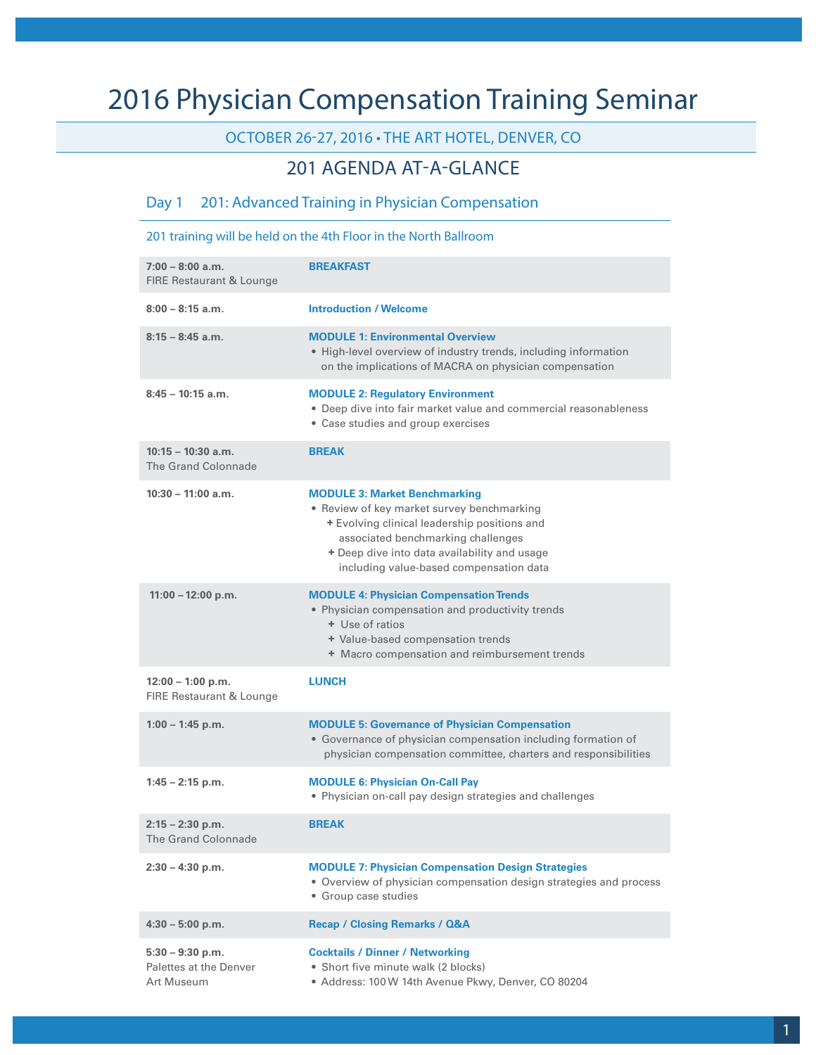# 2016 Physician Compensation Training Seminar

OCTOBER 26-27, 2016 • THE ART HOTEL, DENVER, CO

## 201 AGENDA AT-A-GLANCE

### Day 1 201: Advanced Training in Physician Compensation

201 training will be held on the 4th Floor in the North Ballroom

| Time / Location | Session |
|---|---|
| **7:00 – 8:00 a.m.**<br>FIRE Restaurant & Lounge | **BREAKFAST** |
| **8:00 – 8:15 a.m.** | **Introduction / Welcome** |
| **8:15 – 8:45 a.m.** | **MODULE 1: Environmental Overview**<br>• High-level overview of industry trends, including information on the implications of MACRA on physician compensation |
| **8:45 – 10:15 a.m.** | **MODULE 2: Regulatory Environment**<br>• Deep dive into fair market value and commercial reasonableness<br>• Case studies and group exercises |
| **10:15 – 10:30 a.m.**<br>The Grand Colonnade | **BREAK** |
| **10:30 – 11:00 a.m.** | **MODULE 3: Market Benchmarking**<br>• Review of key market survey benchmarking<br>+ Evolving clinical leadership positions and associated benchmarking challenges<br>+ Deep dive into data availability and usage including value-based compensation data |
| **11:00 – 12:00 p.m.** | **MODULE 4: Physician Compensation Trends**<br>• Physician compensation and productivity trends<br>+ Use of ratios<br>+ Value-based compensation trends<br>+ Macro compensation and reimbursement trends |
| **12:00 – 1:00 p.m.**<br>FIRE Restaurant & Lounge | **LUNCH** |
| **1:00 – 1:45 p.m.** | **MODULE 5: Governance of Physician Compensation**<br>• Governance of physician compensation including formation of physician compensation committee, charters and responsibilities |
| **1:45 – 2:15 p.m.** | **MODULE 6: Physician On-Call Pay**<br>• Physician on-call pay design strategies and challenges |
| **2:15 – 2:30 p.m.**<br>The Grand Colonnade | **BREAK** |
| **2:30 – 4:30 p.m.** | **MODULE 7: Physician Compensation Design Strategies**<br>• Overview of physician compensation design strategies and process<br>• Group case studies |
| **4:30 – 5:00 p.m.** | **Recap / Closing Remarks / Q&A** |
| **5:30 – 9:30 p.m.**<br>Palettes at the Denver Art Museum | **Cocktails / Dinner / Networking**<br>• Short five minute walk (2 blocks)<br>• Address: 100 W 14th Avenue Pkwy, Denver, CO 80204 |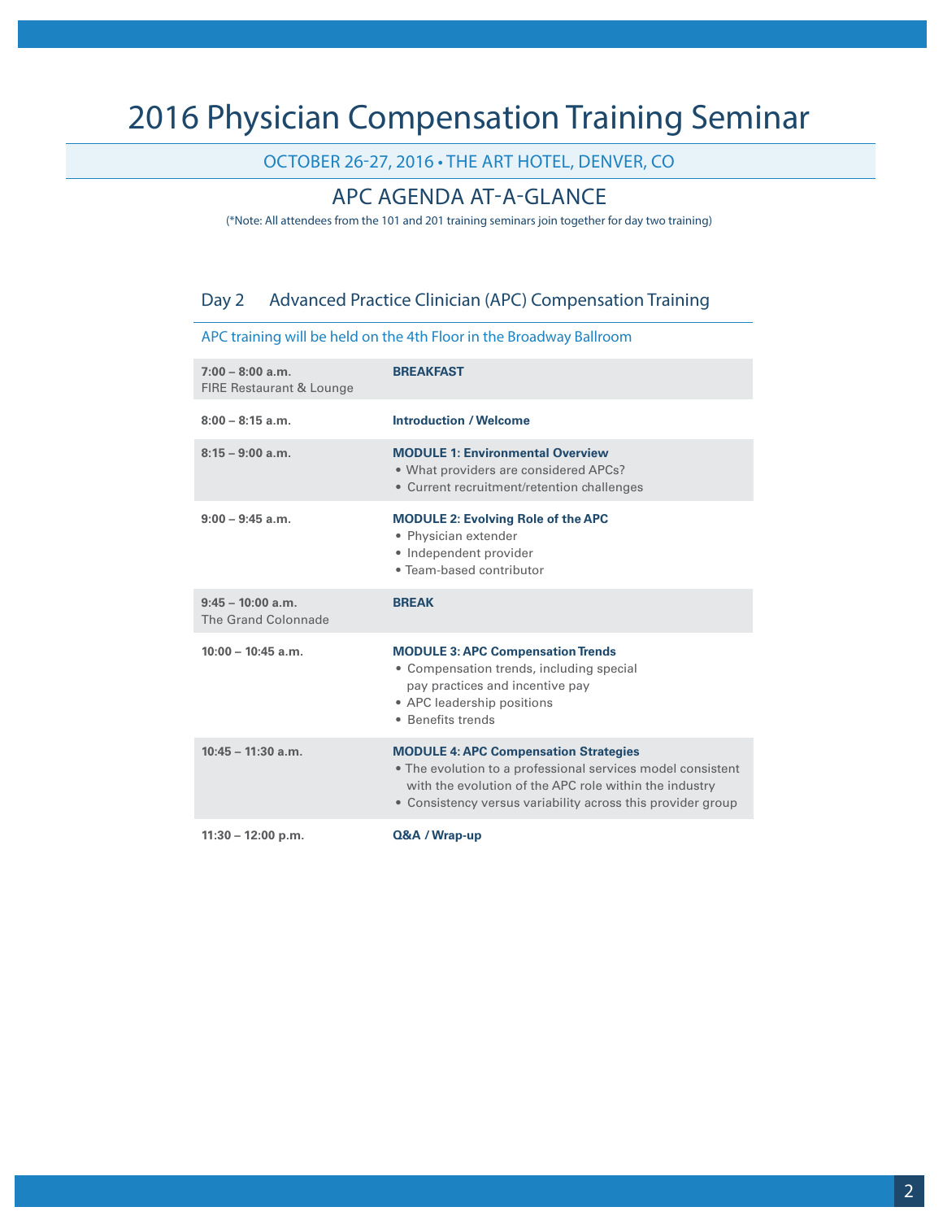# 2016 Physician Compensation Training Seminar

OCTOBER 26-27, 2016 • THE ART HOTEL, DENVER, CO

## APC AGENDA AT-A-GLANCE

(*Note: All attendees from the 101 and 201 training seminars join together for day two training)

### Day 2 Advanced Practice Clinician (APC) Compensation Training

APC training will be held on the 4th Floor in the Broadway Ballroom

| | |
|---|---|
| **7:00 – 8:00 a.m.** FIRE Restaurant & Lounge | **BREAKFAST** |
| **8:00 – 8:15 a.m.** | **Introduction / Welcome** |
| **8:15 – 9:00 a.m.** | **MODULE 1: Environmental Overview**<br>• What providers are considered APCs?<br>• Current recruitment/retention challenges |
| **9:00 – 9:45 a.m.** | **MODULE 2: Evolving Role of the APC**<br>• Physician extender<br>• Independent provider<br>• Team-based contributor |
| **9:45 – 10:00 a.m.** The Grand Colonnade | **BREAK** |
| **10:00 – 10:45 a.m.** | **MODULE 3: APC Compensation Trends**<br>• Compensation trends, including special pay practices and incentive pay<br>• APC leadership positions<br>• Benefits trends |
| **10:45 – 11:30 a.m.** | **MODULE 4: APC Compensation Strategies**<br>• The evolution to a professional services model consistent with the evolution of the APC role within the industry<br>• Consistency versus variability across this provider group |
| **11:30 – 12:00 p.m.** | **Q&A / Wrap-up** |